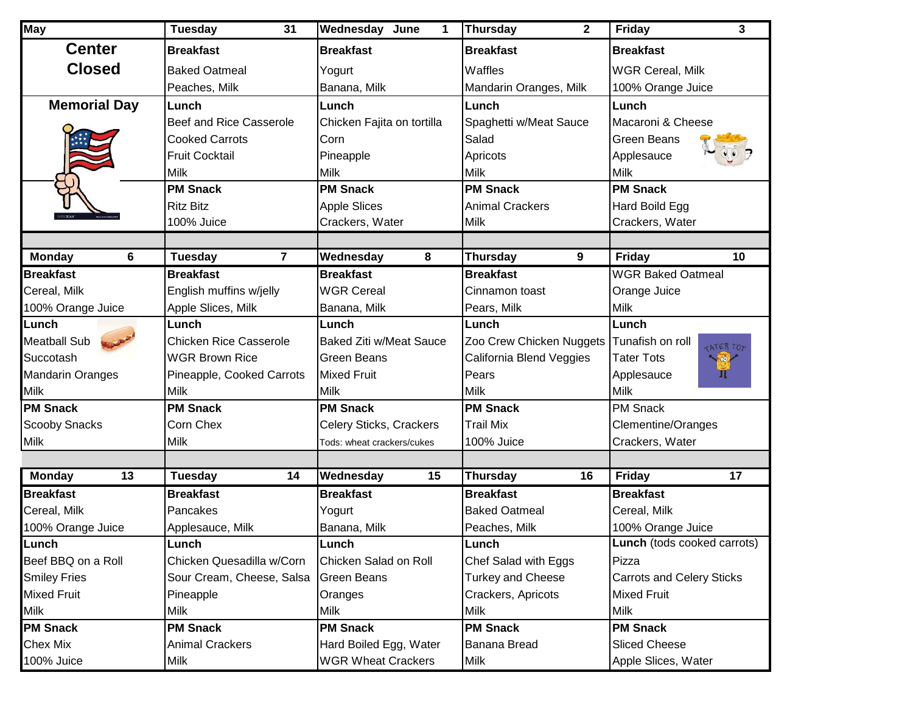| May | Tuesday 31 | Wednesday June 1 | Thursday 2 | Friday 3 |
|---|---|---|---|---|
| **Center Closed** | **Breakfast** | **Breakfast** | **Breakfast** | **Breakfast** |
| | Baked Oatmeal | Yogurt | Waffles | WGR Cereal, Milk |
| | Peaches, Milk | Banana, Milk | Mandarin Oranges, Milk | 100% Orange Juice |
| **Memorial Day** | **Lunch** | **Lunch** | **Lunch** | **Lunch** |
| | Beef and Rice Casserole | Chicken Fajita on tortilla | Spaghetti w/Meat Sauce | Macaroni & Cheese |
| | Cooked Carrots | Corn | Salad | Green Beans |
| | Fruit Cocktail | Pineapple | Apricots | Applesauce |
| | Milk | Milk | Milk | Milk |
| | **PM Snack** | **PM Snack** | **PM Snack** | **PM Snack** |
| | Ritz Bitz | Apple Slices | Animal Crackers | Hard Boild Egg |
| | 100% Juice | Crackers, Water | Milk | Crackers, Water |

| Monday 6 | Tuesday 7 | Wednesday 8 | Thursday 9 | Friday 10 |
|---|---|---|---|---|
| **Breakfast** | **Breakfast** | **Breakfast** | **Breakfast** | WGR Baked Oatmeal |
| Cereal, Milk | English muffins w/jelly | WGR Cereal | Cinnamon toast | Orange Juice |
| 100% Orange Juice | Apple Slices, Milk | Banana, Milk | Pears, Milk | Milk |
| **Lunch** | **Lunch** | **Lunch** | **Lunch** | **Lunch** |
| Meatball Sub | Chicken Rice Casserole | Baked Ziti w/Meat Sauce | Zoo Crew Chicken Nuggets | Tunafish on roll |
| Succotash | WGR Brown Rice | Green Beans | California Blend Veggies | Tater Tots |
| Mandarin Oranges | Pineapple, Cooked Carrots | Mixed Fruit | Pears | Applesauce |
| Milk | Milk | Milk | Milk | Milk |
| **PM Snack** | **PM Snack** | **PM Snack** | **PM Snack** | PM Snack |
| Scooby Snacks | Corn Chex | Celery Sticks, Crackers | Trail Mix | Clementine/Oranges |
| Milk | Milk | Tods: wheat crackers/cukes | 100% Juice | Crackers, Water |

| Monday 13 | Tuesday 14 | Wednesday 15 | Thursday 16 | Friday 17 |
|---|---|---|---|---|
| **Breakfast** | **Breakfast** | **Breakfast** | **Breakfast** | **Breakfast** |
| Cereal, Milk | Pancakes | Yogurt | Baked Oatmeal | Cereal, Milk |
| 100% Orange Juice | Applesauce, Milk | Banana, Milk | Peaches, Milk | 100% Orange Juice |
| **Lunch** | **Lunch** | **Lunch** | **Lunch** | **Lunch** (tods cooked carrots) |
| Beef BBQ on a Roll | Chicken Quesadilla w/Corn | Chicken Salad on Roll | Chef Salad with Eggs | Pizza |
| Smiley Fries | Sour Cream, Cheese, Salsa | Green Beans | Turkey and Cheese | Carrots and Celery Sticks |
| Mixed Fruit | Pineapple | Oranges | Crackers, Apricots | Mixed Fruit |
| Milk | Milk | Milk | Milk | Milk |
| **PM Snack** | **PM Snack** | **PM Snack** | **PM Snack** | **PM Snack** |
| Chex Mix | Animal Crackers | Hard Boiled Egg, Water | Banana Bread | Sliced Cheese |
| 100% Juice | Milk | WGR Wheat Crackers | Milk | Apple Slices, Water |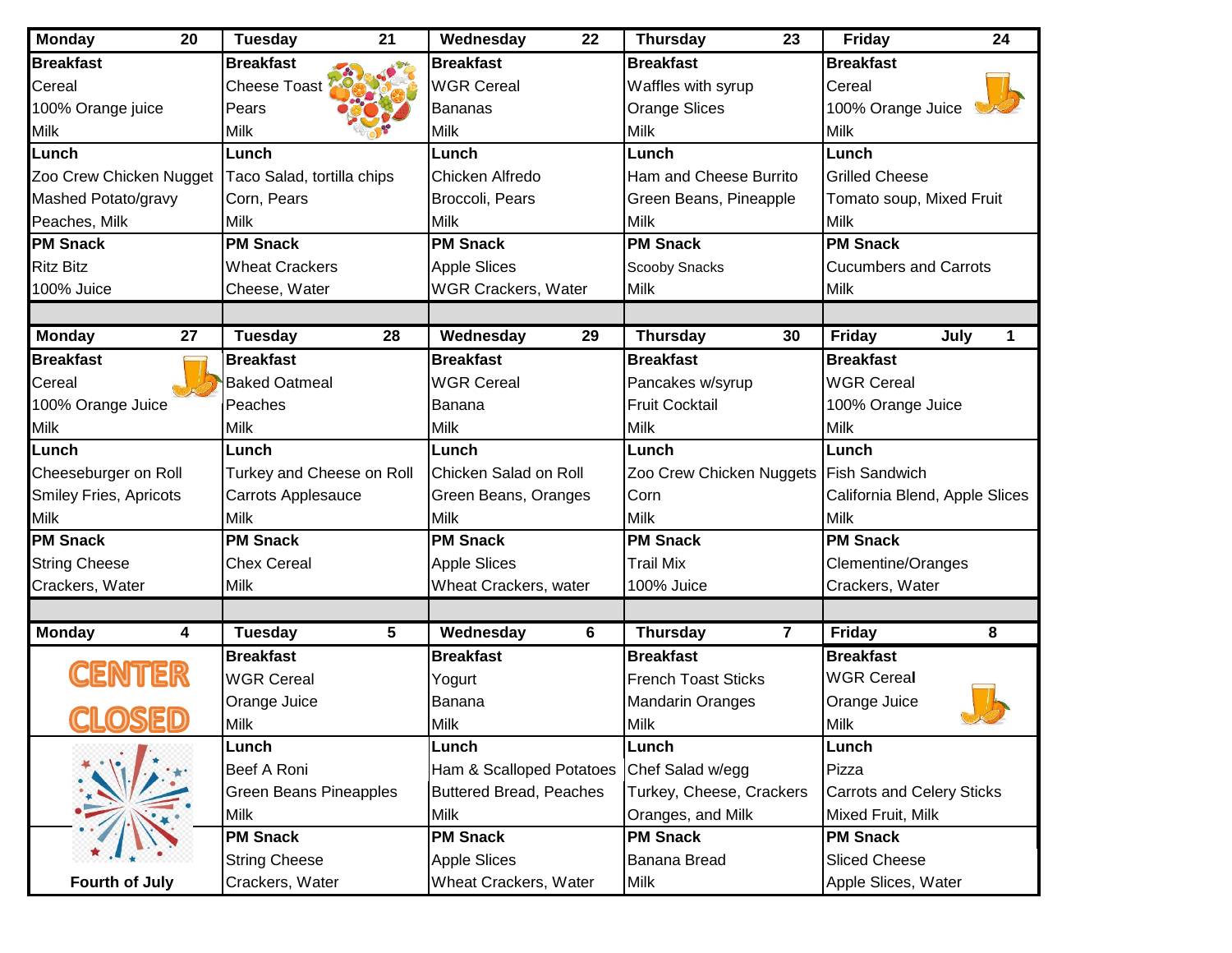| Monday 20 | Tuesday 21 | Wednesday 22 | Thursday 23 | Friday 24 |
|---|---|---|---|---|
| **Breakfast** | **Breakfast** | **Breakfast** | **Breakfast** | **Breakfast** |
| Cereal | Cheese Toast | WGR Cereal | Waffles with syrup | Cereal |
| 100% Orange juice | Pears | Bananas | Orange Slices | 100% Orange Juice |
| Milk | Milk | Milk | Milk | Milk |
| **Lunch** | **Lunch** | **Lunch** | **Lunch** | **Lunch** |
| Zoo Crew Chicken Nugget | Taco Salad, tortilla chips | Chicken Alfredo | Ham and Cheese Burrito | Grilled Cheese |
| Mashed Potato/gravy | Corn, Pears | Broccoli, Pears | Green Beans, Pineapple | Tomato soup, Mixed Fruit |
| Peaches, Milk | Milk | Milk | Milk | Milk |
| **PM Snack** | **PM Snack** | **PM Snack** | **PM Snack** | **PM Snack** |
| Ritz Bitz | Wheat Crackers | Apple Slices | Scooby Snacks | Cucumbers and Carrots |
| 100% Juice | Cheese, Water | WGR Crackers, Water | Milk | Milk |

| Monday 27 | Tuesday 28 | Wednesday 29 | Thursday 30 | Friday July 1 |
|---|---|---|---|---|
| **Breakfast** | **Breakfast** | **Breakfast** | **Breakfast** | **Breakfast** |
| Cereal | Baked Oatmeal | WGR Cereal | Pancakes w/syrup | WGR Cereal |
| 100% Orange Juice | Peaches | Banana | Fruit Cocktail | 100% Orange Juice |
| Milk | Milk | Milk | Milk | Milk |
| **Lunch** | **Lunch** | **Lunch** | **Lunch** | **Lunch** |
| Cheeseburger on Roll | Turkey and Cheese on Roll | Chicken Salad on Roll | Zoo Crew Chicken Nuggets | Fish Sandwich |
| Smiley Fries, Apricots | Carrots Applesauce | Green Beans, Oranges | Corn | California Blend, Apple Slices |
| Milk | Milk | Milk | Milk | Milk |
| **PM Snack** | **PM Snack** | **PM Snack** | **PM Snack** | **PM Snack** |
| String Cheese | Chex Cereal | Apple Slices | Trail Mix | Clementine/Oranges |
| Crackers, Water | Milk | Wheat Crackers, water | 100% Juice | Crackers, Water |

| Monday 4 | Tuesday 5 | Wednesday 6 | Thursday 7 | Friday 8 |
|---|---|---|---|---|
| CENTER CLOSED | **Breakfast** | **Breakfast** | **Breakfast** | **Breakfast** |
| | WGR Cereal | Yogurt | French Toast Sticks | WGR Cereal |
| | Orange Juice | Banana | Mandarin Oranges | Orange Juice |
| | Milk | Milk | Milk | Milk |
| | **Lunch** | **Lunch** | **Lunch** | **Lunch** |
| | Beef A Roni | Ham & Scalloped Potatoes | Chef Salad w/egg | Pizza |
| | Green Beans Pineapples | Buttered Bread, Peaches | Turkey, Cheese, Crackers | Carrots and Celery Sticks |
| | Milk | Milk | Oranges, and Milk | Mixed Fruit, Milk |
| | **PM Snack** | **PM Snack** | **PM Snack** | **PM Snack** |
| | String Cheese | Apple Slices | Banana Bread | Sliced Cheese |
| **Fourth of July** | Crackers, Water | Wheat Crackers, Water | Milk | Apple Slices, Water |